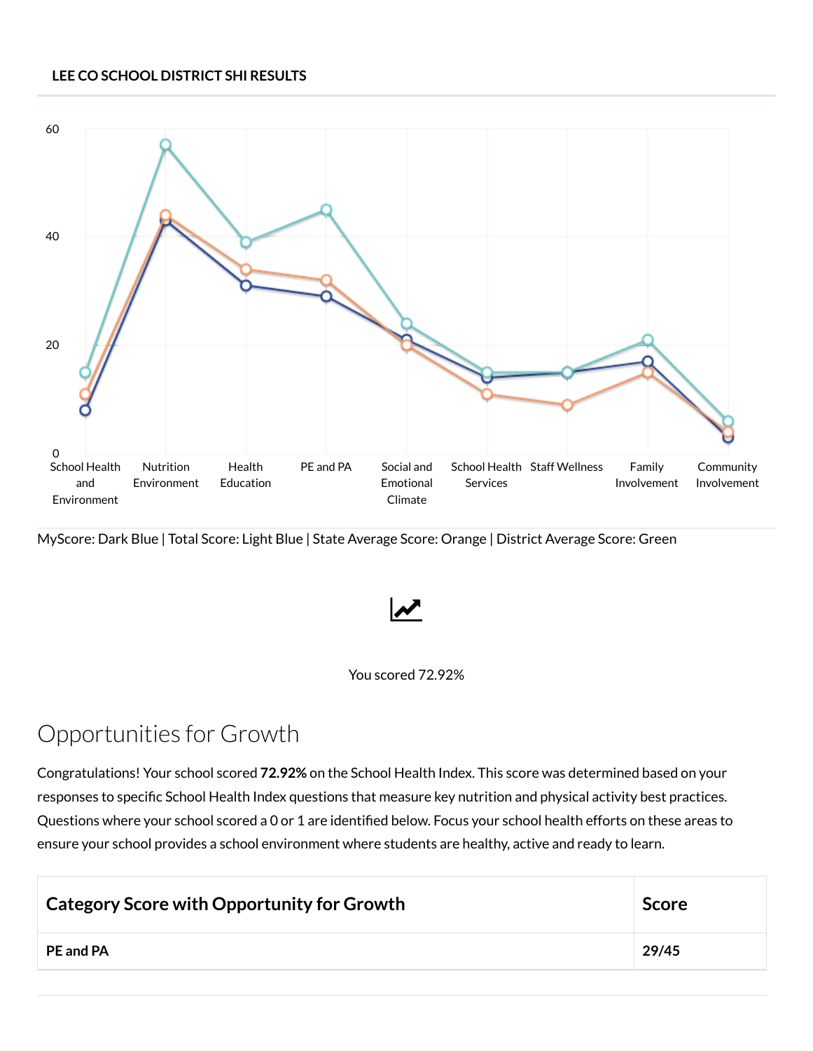**LEE CO SCHOOL DISTRICT SHI RESULTS**

MyScore: Dark Blue | Total Score: Light Blue | State Average Score: Orange | District Average Score: Green

You scored 72.92%

# Opportunities for Growth

Congratulations! Your school scored **72.92%** on the School Health Index. This score was determined based on your responses to specific School Health Index questions that measure key nutrition and physical activity best practices. Questions where your school scored a 0 or 1 are identified below. Focus your school health efforts on these areas to ensure your school provides a school environment where students are healthy, active and ready to learn.

| Category Score with Opportunity for Growth | Score |
|---|---|
| **PE and PA** | **29/45** |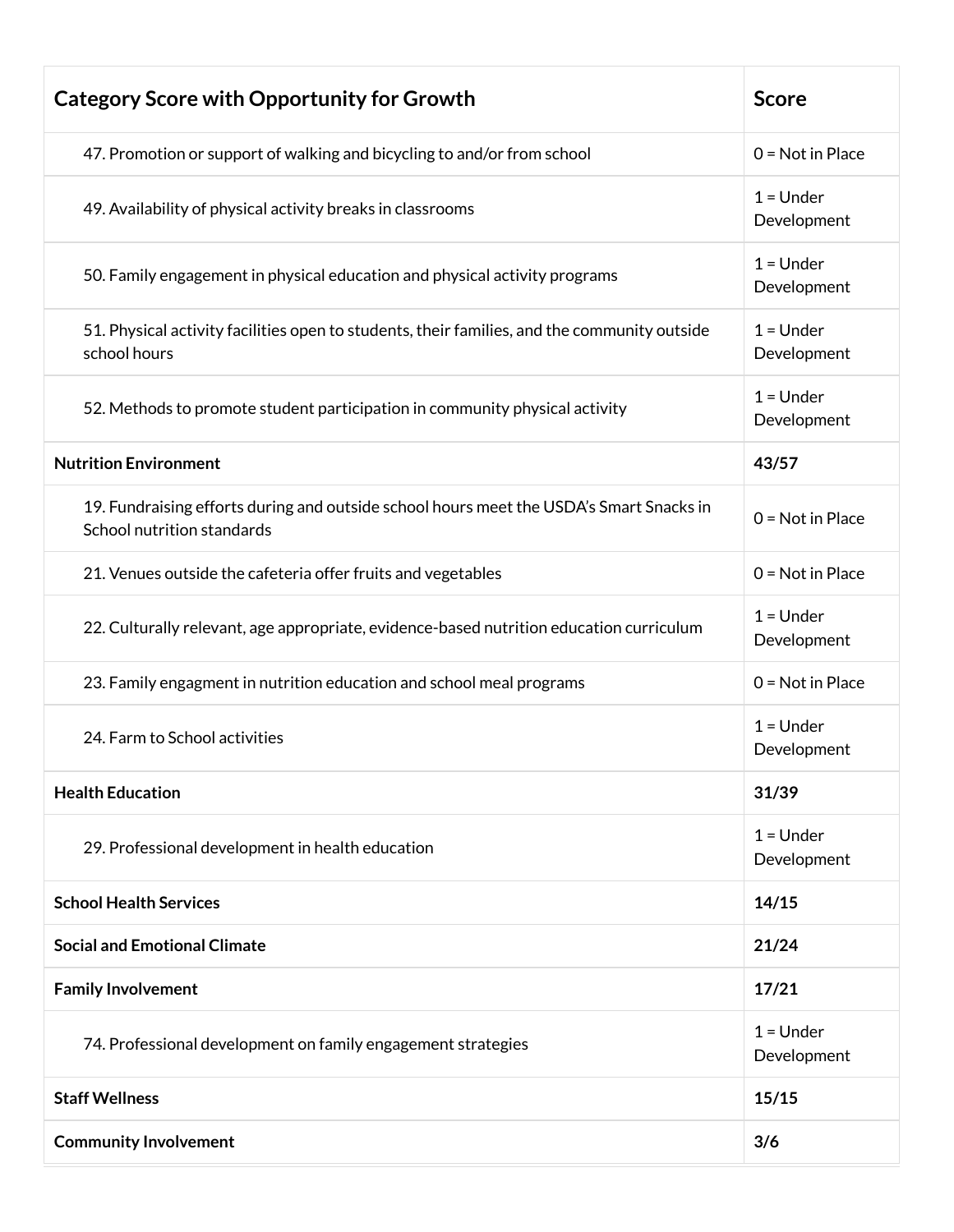| Category Score with Opportunity for Growth | Score |
|---|---|
| 47. Promotion or support of walking and bicycling to and/or from school | 0 = Not in Place |
| 49. Availability of physical activity breaks in classrooms | 1 = Under Development |
| 50. Family engagement in physical education and physical activity programs | 1 = Under Development |
| 51. Physical activity facilities open to students, their families, and the community outside school hours | 1 = Under Development |
| 52. Methods to promote student participation in community physical activity | 1 = Under Development |
| **Nutrition Environment** | **43/57** |
| 19. Fundraising efforts during and outside school hours meet the USDA's Smart Snacks in School nutrition standards | 0 = Not in Place |
| 21. Venues outside the cafeteria offer fruits and vegetables | 0 = Not in Place |
| 22. Culturally relevant, age appropriate, evidence-based nutrition education curriculum | 1 = Under Development |
| 23. Family engagment in nutrition education and school meal programs | 0 = Not in Place |
| 24. Farm to School activities | 1 = Under Development |
| **Health Education** | **31/39** |
| 29. Professional development in health education | 1 = Under Development |
| **School Health Services** | **14/15** |
| **Social and Emotional Climate** | **21/24** |
| **Family Involvement** | **17/21** |
| 74. Professional development on family engagement strategies | 1 = Under Development |
| **Staff Wellness** | **15/15** |
| **Community Involvement** | **3/6** |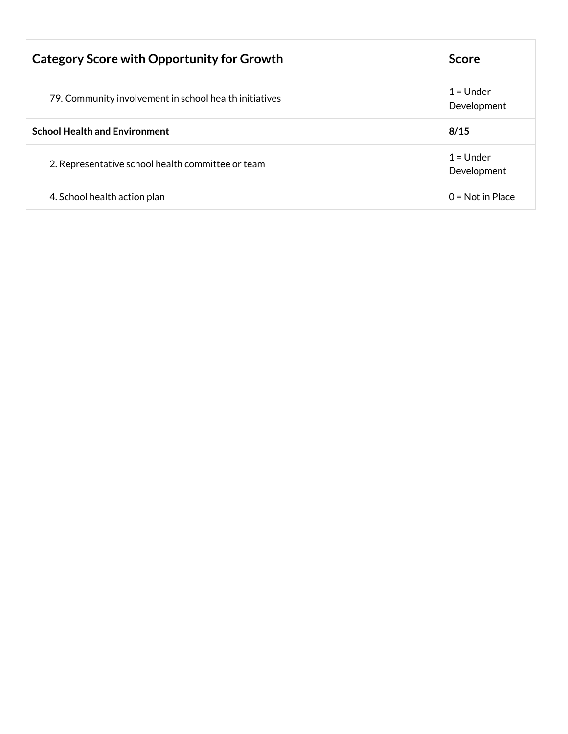| Category Score with Opportunity for Growth | Score |
| --- | --- |
| 79. Community involvement in school health initiatives | 1 = Under Development |
| **School Health and Environment** | **8/15** |
| 2. Representative school health committee or team | 1 = Under Development |
| 4. School health action plan | 0 = Not in Place |